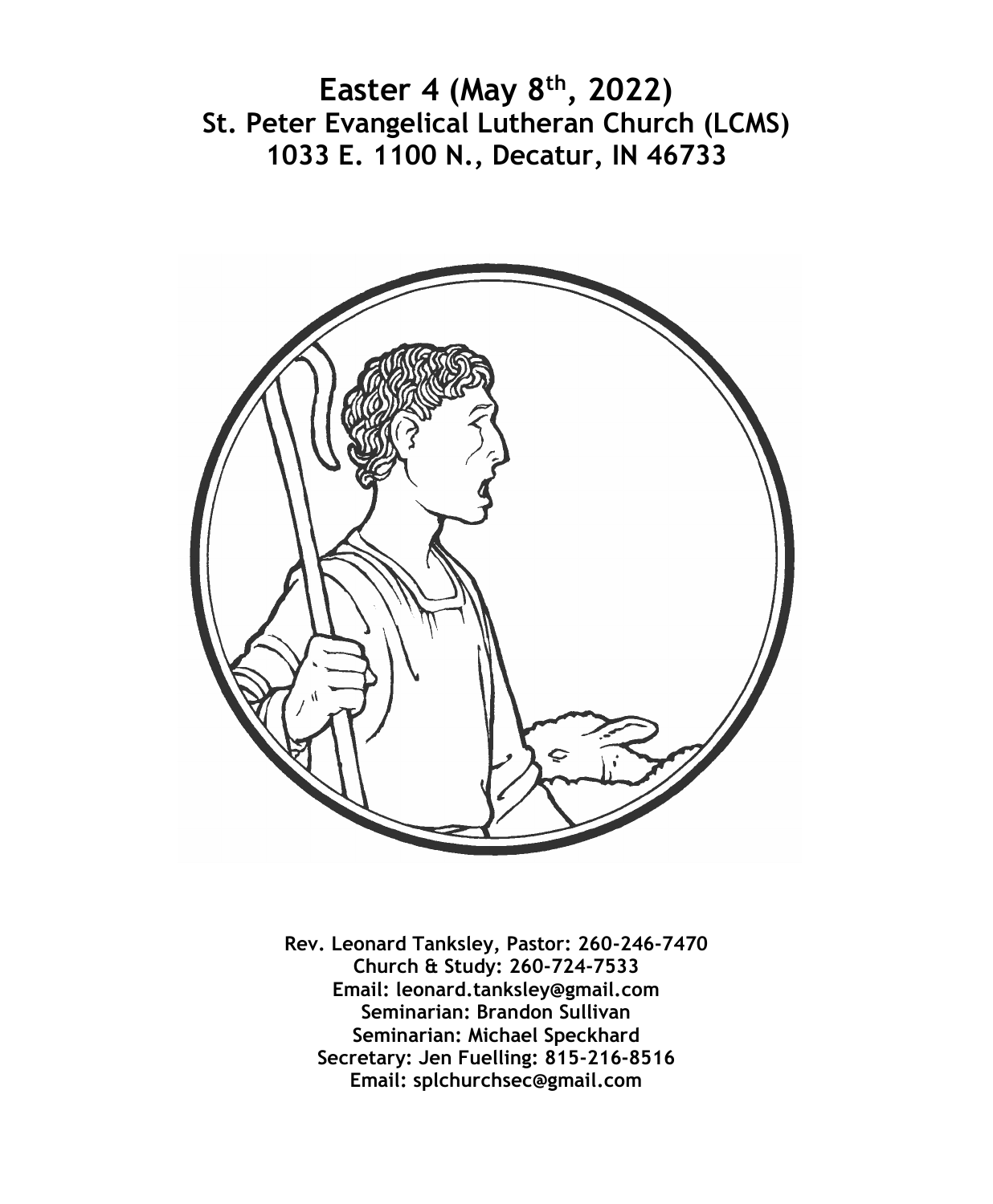# Easter 4 (May 8th, 2022)
# St. Peter Evangelical Lutheran Church (LCMS)
# 1033 E. 1100 N., Decatur, IN 46733

**Rev. Leonard Tanksley, Pastor: 260-246-7470**
**Church & Study: 260-724-7533**
**Email: leonard.tanksley@gmail.com**
**Seminarian: Brandon Sullivan**
**Seminarian: Michael Speckhard**
**Secretary: Jen Fuelling: 815-216-8516**
**Email: splchurchsec@gmail.com**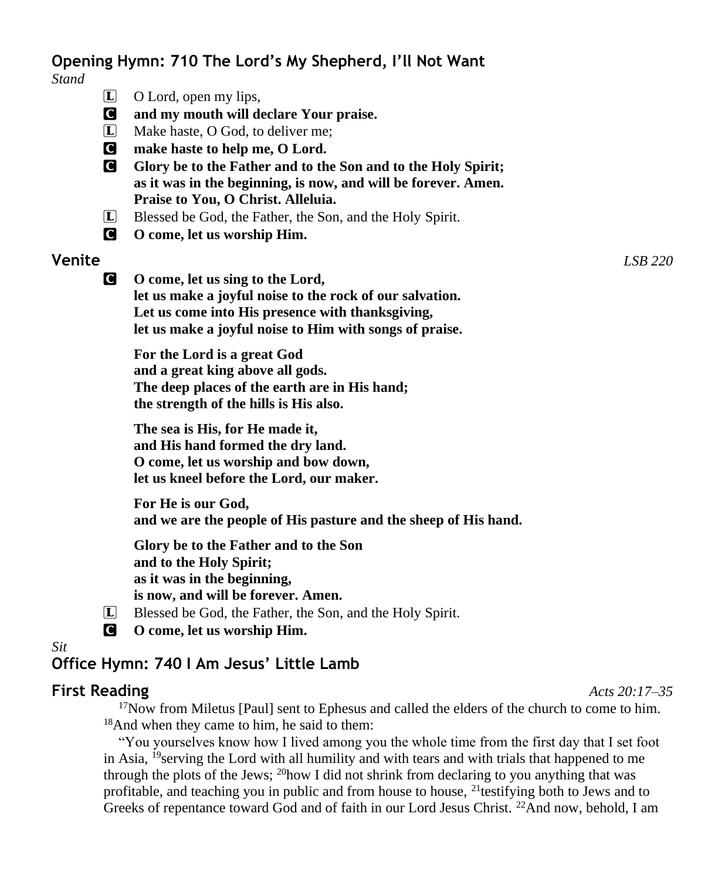## Opening Hymn: 710 The Lord's My Shepherd, I'll Not Want

*Stand*

L O Lord, open my lips,
C **and my mouth will declare Your praise.**
L Make haste, O God, to deliver me;
C **make haste to help me, O Lord.**
C **Glory be to the Father and to the Son and to the Holy Spirit;
as it was in the beginning, is now, and will be forever. Amen.
Praise to You, O Christ. Alleluia.**
L Blessed be God, the Father, the Son, and the Holy Spirit.
C **O come, let us worship Him.**

## Venite

*LSB 220*

C **O come, let us sing to the Lord,
let us make a joyful noise to the rock of our salvation.
Let us come into His presence with thanksgiving,
let us make a joyful noise to Him with songs of praise.**

**For the Lord is a great God
and a great king above all gods.
The deep places of the earth are in His hand;
the strength of the hills is His also.**

**The sea is His, for He made it,
and His hand formed the dry land.
O come, let us worship and bow down,
let us kneel before the Lord, our maker.**

**For He is our God,
and we are the people of His pasture and the sheep of His hand.**

**Glory be to the Father and to the Son
and to the Holy Spirit;
as it was in the beginning,
is now, and will be forever. Amen.**

L Blessed be God, the Father, the Son, and the Holy Spirit.
C **O come, let us worship Him.**

*Sit*

## Office Hymn: 740 I Am Jesus' Little Lamb

## First Reading

*Acts 20:17–35*

[17]Now from Miletus [Paul] sent to Ephesus and called the elders of the church to come to him. [18]And when they came to him, he said to them:

"You yourselves know how I lived among you the whole time from the first day that I set foot in Asia, [19]serving the Lord with all humility and with tears and with trials that happened to me through the plots of the Jews; [20]how I did not shrink from declaring to you anything that was profitable, and teaching you in public and from house to house, [21]testifying both to Jews and to Greeks of repentance toward God and of faith in our Lord Jesus Christ. [22]And now, behold, I am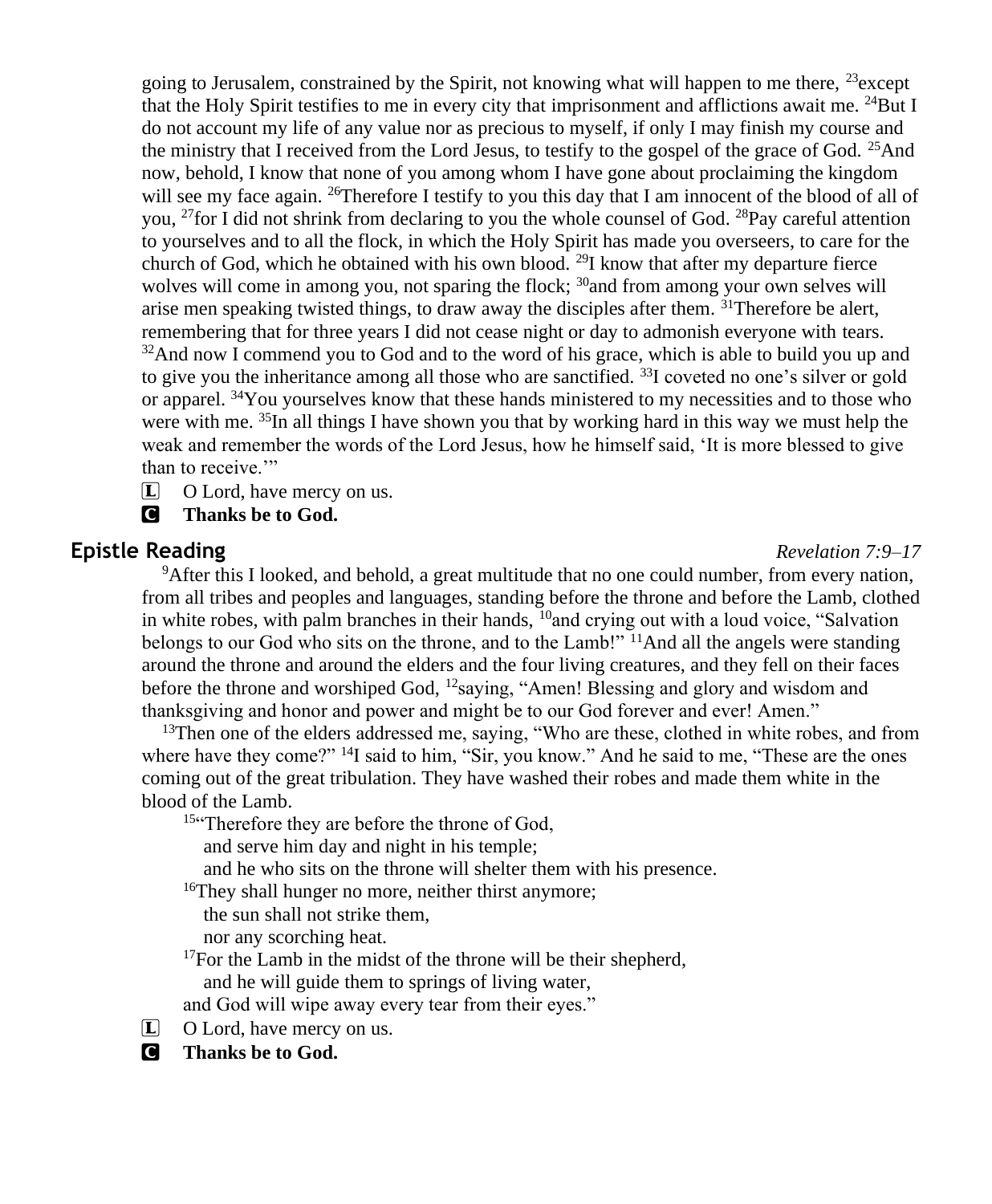going to Jerusalem, constrained by the Spirit, not knowing what will happen to me there, [23]except that the Holy Spirit testifies to me in every city that imprisonment and afflictions await me. [24]But I do not account my life of any value nor as precious to myself, if only I may finish my course and the ministry that I received from the Lord Jesus, to testify to the gospel of the grace of God. [25]And now, behold, I know that none of you among whom I have gone about proclaiming the kingdom will see my face again. [26]Therefore I testify to you this day that I am innocent of the blood of all of you, [27]for I did not shrink from declaring to you the whole counsel of God. [28]Pay careful attention to yourselves and to all the flock, in which the Holy Spirit has made you overseers, to care for the church of God, which he obtained with his own blood. [29]I know that after my departure fierce wolves will come in among you, not sparing the flock; [30]and from among your own selves will arise men speaking twisted things, to draw away the disciples after them. [31]Therefore be alert, remembering that for three years I did not cease night or day to admonish everyone with tears. [32]And now I commend you to God and to the word of his grace, which is able to build you up and to give you the inheritance among all those who are sanctified. [33]I coveted no one's silver or gold or apparel. [34]You yourselves know that these hands ministered to my necessities and to those who were with me. [35]In all things I have shown you that by working hard in this way we must help the weak and remember the words of the Lord Jesus, how he himself said, 'It is more blessed to give than to receive.'"

L O Lord, have mercy on us.

C **Thanks be to God.**

## Epistle Reading

*Revelation 7:9–17*

[9]After this I looked, and behold, a great multitude that no one could number, from every nation, from all tribes and peoples and languages, standing before the throne and before the Lamb, clothed in white robes, with palm branches in their hands, [10]and crying out with a loud voice, "Salvation belongs to our God who sits on the throne, and to the Lamb!" [11]And all the angels were standing around the throne and around the elders and the four living creatures, and they fell on their faces before the throne and worshiped God, [12]saying, "Amen! Blessing and glory and wisdom and thanksgiving and honor and power and might be to our God forever and ever! Amen."

[13]Then one of the elders addressed me, saying, "Who are these, clothed in white robes, and from where have they come?" [14]I said to him, "Sir, you know." And he said to me, "These are the ones coming out of the great tribulation. They have washed their robes and made them white in the blood of the Lamb.

[15]"Therefore they are before the throne of God,
and serve him day and night in his temple;
and he who sits on the throne will shelter them with his presence.
[16]They shall hunger no more, neither thirst anymore;
the sun shall not strike them,
nor any scorching heat.
[17]For the Lamb in the midst of the throne will be their shepherd,
and he will guide them to springs of living water,
and God will wipe away every tear from their eyes."

L O Lord, have mercy on us.

C **Thanks be to God.**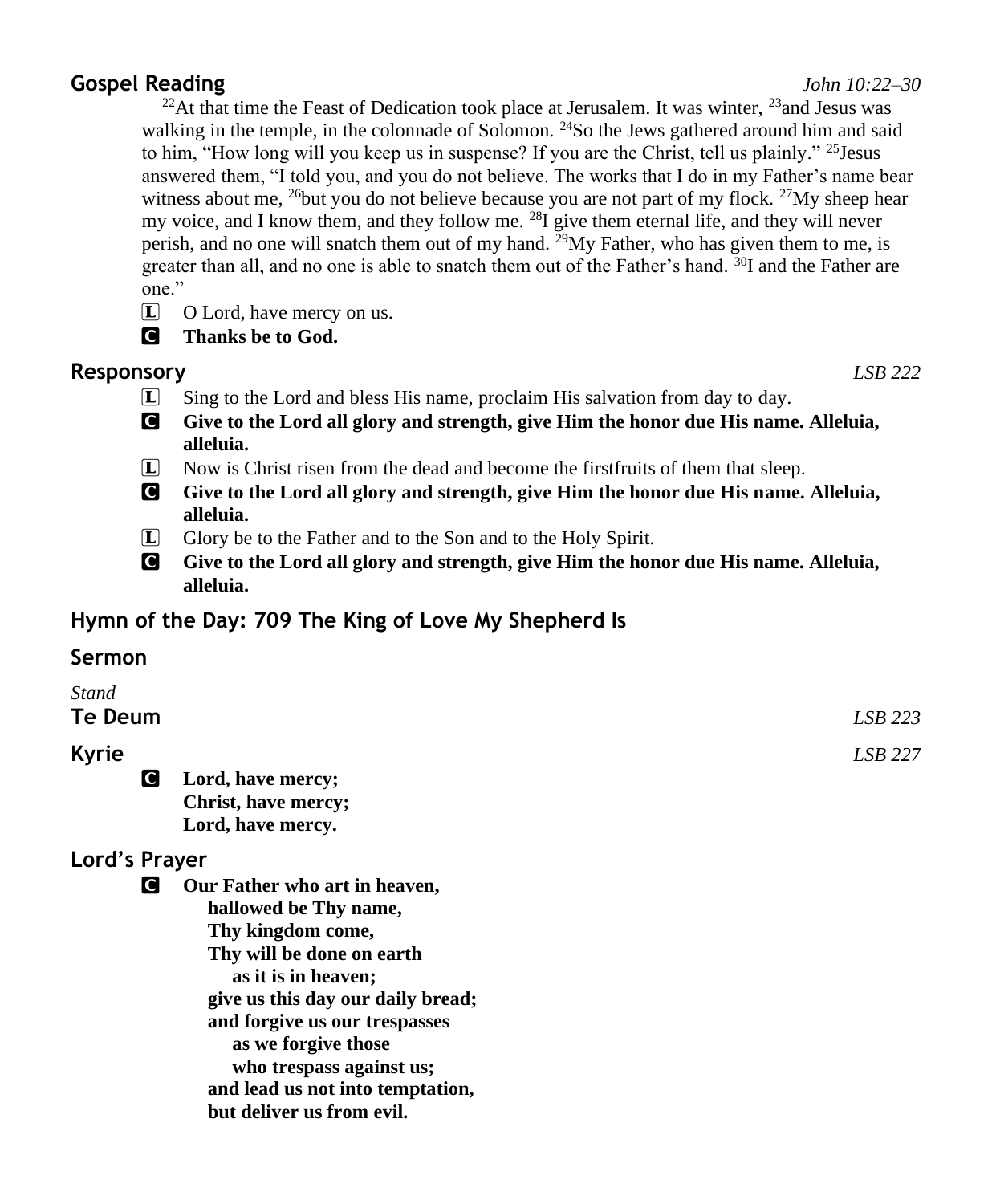## Gospel Reading *John 10:22–30*

[22]At that time the Feast of Dedication took place at Jerusalem. It was winter, [23]and Jesus was walking in the temple, in the colonnade of Solomon. [24]So the Jews gathered around him and said to him, "How long will you keep us in suspense? If you are the Christ, tell us plainly." [25]Jesus answered them, "I told you, and you do not believe. The works that I do in my Father's name bear witness about me, [26]but you do not believe because you are not part of my flock. [27]My sheep hear my voice, and I know them, and they follow me. [28]I give them eternal life, and they will never perish, and no one will snatch them out of my hand. [29]My Father, who has given them to me, is greater than all, and no one is able to snatch them out of the Father's hand. [30]I and the Father are one."

L O Lord, have mercy on us.

C **Thanks be to God.**

## Responsory *LSB 222*

L Sing to the Lord and bless His name, proclaim His salvation from day to day.

C **Give to the Lord all glory and strength, give Him the honor due His name. Alleluia, alleluia.**

L Now is Christ risen from the dead and become the firstfruits of them that sleep.

C **Give to the Lord all glory and strength, give Him the honor due His name. Alleluia, alleluia.**

L Glory be to the Father and to the Son and to the Holy Spirit.

C **Give to the Lord all glory and strength, give Him the honor due His name. Alleluia, alleluia.**

## Hymn of the Day: 709 The King of Love My Shepherd Is

## Sermon

*Stand*

## Te Deum *LSB 223*

## Kyrie *LSB 227*

C **Lord, have mercy;**
**Christ, have mercy;**
**Lord, have mercy.**

## Lord's Prayer

C **Our Father who art in heaven,**
**hallowed be Thy name,**
**Thy kingdom come,**
**Thy will be done on earth**
**as it is in heaven;**
**give us this day our daily bread;**
**and forgive us our trespasses**
**as we forgive those**
**who trespass against us;**
**and lead us not into temptation,**
**but deliver us from evil.**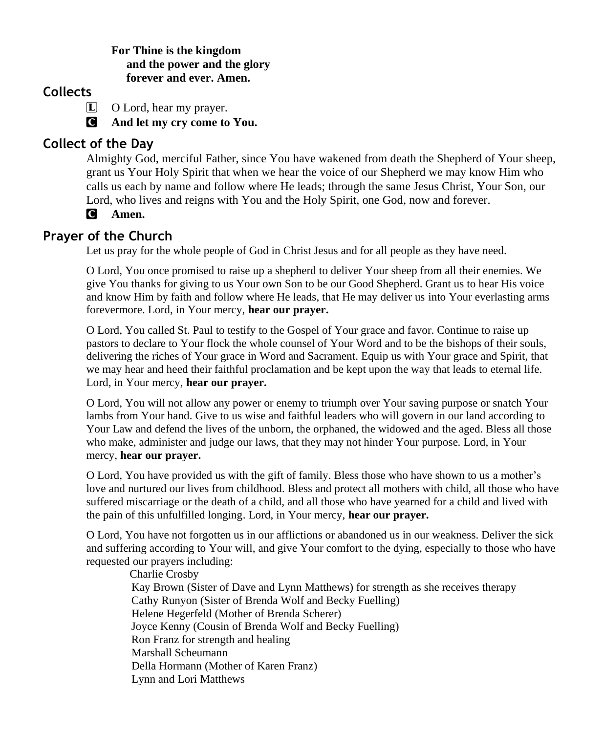**For Thine is the kingdom**
**and the power and the glory**
**forever and ever. Amen.**

## Collects

L O Lord, hear my prayer.

C **And let my cry come to You.**

## Collect of the Day

Almighty God, merciful Father, since You have wakened from death the Shepherd of Your sheep, grant us Your Holy Spirit that when we hear the voice of our Shepherd we may know Him who calls us each by name and follow where He leads; through the same Jesus Christ, Your Son, our Lord, who lives and reigns with You and the Holy Spirit, one God, now and forever.

C **Amen.**

## Prayer of the Church

Let us pray for the whole people of God in Christ Jesus and for all people as they have need.

O Lord, You once promised to raise up a shepherd to deliver Your sheep from all their enemies. We give You thanks for giving to us Your own Son to be our Good Shepherd. Grant us to hear His voice and know Him by faith and follow where He leads, that He may deliver us into Your everlasting arms forevermore. Lord, in Your mercy, **hear our prayer.**

O Lord, You called St. Paul to testify to the Gospel of Your grace and favor. Continue to raise up pastors to declare to Your flock the whole counsel of Your Word and to be the bishops of their souls, delivering the riches of Your grace in Word and Sacrament. Equip us with Your grace and Spirit, that we may hear and heed their faithful proclamation and be kept upon the way that leads to eternal life. Lord, in Your mercy, **hear our prayer.**

O Lord, You will not allow any power or enemy to triumph over Your saving purpose or snatch Your lambs from Your hand. Give to us wise and faithful leaders who will govern in our land according to Your Law and defend the lives of the unborn, the orphaned, the widowed and the aged. Bless all those who make, administer and judge our laws, that they may not hinder Your purpose. Lord, in Your mercy, **hear our prayer.**

O Lord, You have provided us with the gift of family. Bless those who have shown to us a mother's love and nurtured our lives from childhood. Bless and protect all mothers with child, all those who have suffered miscarriage or the death of a child, and all those who have yearned for a child and lived with the pain of this unfulfilled longing. Lord, in Your mercy, **hear our prayer.**

O Lord, You have not forgotten us in our afflictions or abandoned us in our weakness. Deliver the sick and suffering according to Your will, and give Your comfort to the dying, especially to those who have requested our prayers including:

Charlie Crosby
Kay Brown (Sister of Dave and Lynn Matthews) for strength as she receives therapy
Cathy Runyon (Sister of Brenda Wolf and Becky Fuelling)
Helene Hegerfeld (Mother of Brenda Scherer)
Joyce Kenny (Cousin of Brenda Wolf and Becky Fuelling)
Ron Franz for strength and healing
Marshall Scheumann
Della Hormann (Mother of Karen Franz)
Lynn and Lori Matthews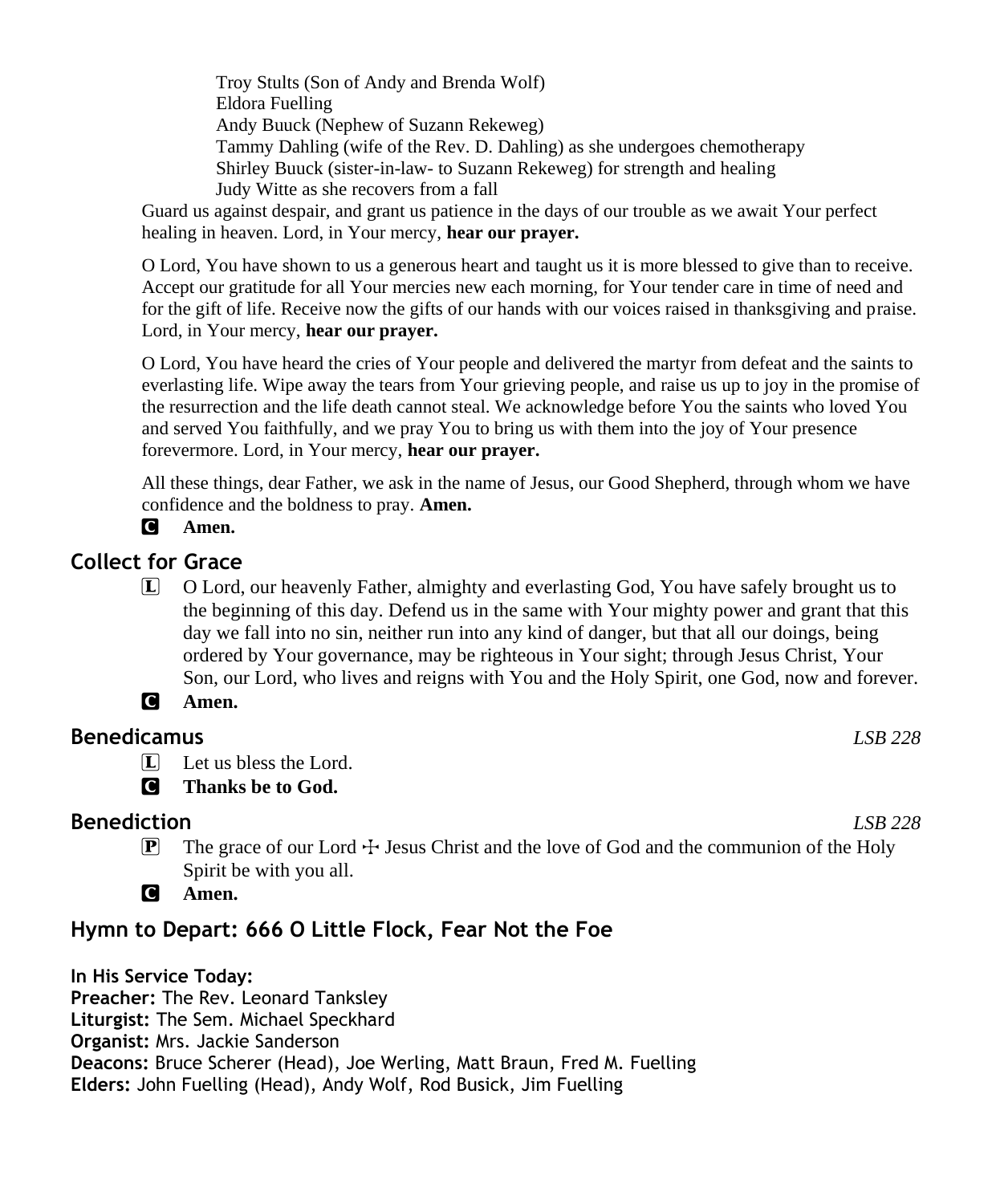Troy Stults (Son of Andy and Brenda Wolf)
Eldora Fuelling
Andy Buuck (Nephew of Suzann Rekeweg)
Tammy Dahling (wife of the Rev. D. Dahling) as she undergoes chemotherapy
Shirley Buuck (sister-in-law- to Suzann Rekeweg) for strength and healing
Judy Witte as she recovers from a fall

Guard us against despair, and grant us patience in the days of our trouble as we await Your perfect healing in heaven. Lord, in Your mercy, **hear our prayer.**

O Lord, You have shown to us a generous heart and taught us it is more blessed to give than to receive. Accept our gratitude for all Your mercies new each morning, for Your tender care in time of need and for the gift of life. Receive now the gifts of our hands with our voices raised in thanksgiving and praise. Lord, in Your mercy, **hear our prayer.**

O Lord, You have heard the cries of Your people and delivered the martyr from defeat and the saints to everlasting life. Wipe away the tears from Your grieving people, and raise us up to joy in the promise of the resurrection and the life death cannot steal. We acknowledge before You the saints who loved You and served You faithfully, and we pray You to bring us with them into the joy of Your presence forevermore. Lord, in Your mercy, **hear our prayer.**

All these things, dear Father, we ask in the name of Jesus, our Good Shepherd, through whom we have confidence and the boldness to pray. **Amen.**

**C Amen.**

## Collect for Grace

L O Lord, our heavenly Father, almighty and everlasting God, You have safely brought us to the beginning of this day. Defend us in the same with Your mighty power and grant that this day we fall into no sin, neither run into any kind of danger, but that all our doings, being ordered by Your governance, may be righteous in Your sight; through Jesus Christ, Your Son, our Lord, who lives and reigns with You and the Holy Spirit, one God, now and forever.

**C Amen.**

## Benedicamus *LSB 228*

L Let us bless the Lord.

**C Thanks be to God.**

## Benediction *LSB 228*

P The grace of our Lord ☩ Jesus Christ and the love of God and the communion of the Holy Spirit be with you all.

**C Amen.**

## Hymn to Depart: 666 O Little Flock, Fear Not the Foe

**In His Service Today:**
**Preacher:** The Rev. Leonard Tanksley
**Liturgist:** The Sem. Michael Speckhard
**Organist:** Mrs. Jackie Sanderson
**Deacons:** Bruce Scherer (Head), Joe Werling, Matt Braun, Fred M. Fuelling
**Elders:** John Fuelling (Head), Andy Wolf, Rod Busick, Jim Fuelling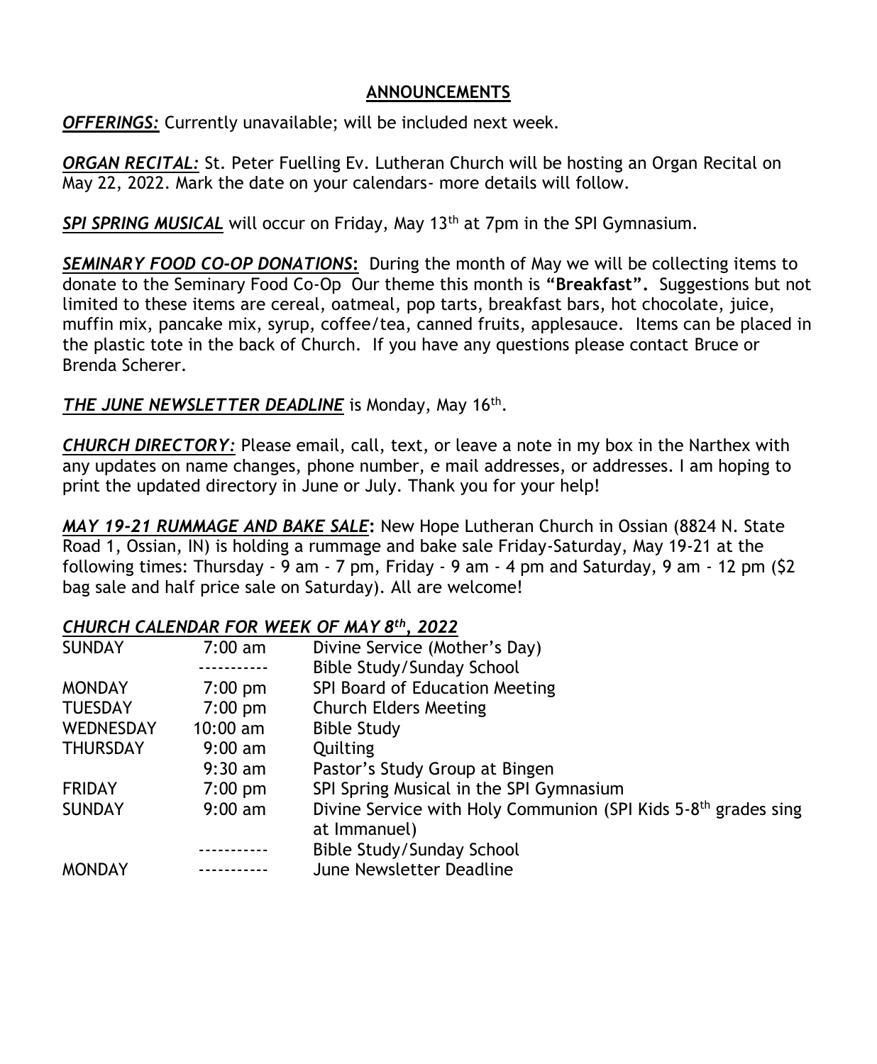## ANNOUNCEMENTS

***OFFERINGS:*** Currently unavailable; will be included next week.

***ORGAN RECITAL:*** St. Peter Fuelling Ev. Lutheran Church will be hosting an Organ Recital on May 22, 2022. Mark the date on your calendars- more details will follow.

***SPI SPRING MUSICAL*** will occur on Friday, May 13th at 7pm in the SPI Gymnasium.

***SEMINARY FOOD CO-OP DONATIONS:*** During the month of May we will be collecting items to donate to the Seminary Food Co-Op Our theme this month is **"Breakfast".** Suggestions but not limited to these items are cereal, oatmeal, pop tarts, breakfast bars, hot chocolate, juice, muffin mix, pancake mix, syrup, coffee/tea, canned fruits, applesauce. Items can be placed in the plastic tote in the back of Church. If you have any questions please contact Bruce or Brenda Scherer.

***THE JUNE NEWSLETTER DEADLINE*** is Monday, May 16th.

***CHURCH DIRECTORY:*** Please email, call, text, or leave a note in my box in the Narthex with any updates on name changes, phone number, e mail addresses, or addresses. I am hoping to print the updated directory in June or July. Thank you for your help!

***MAY 19-21 RUMMAGE AND BAKE SALE:*** New Hope Lutheran Church in Ossian (8824 N. State Road 1, Ossian, IN) is holding a rummage and bake sale Friday-Saturday, May 19-21 at the following times: Thursday - 9 am - 7 pm, Friday - 9 am - 4 pm and Saturday, 9 am - 12 pm ($2 bag sale and half price sale on Saturday). All are welcome!

***CHURCH CALENDAR FOR WEEK OF MAY 8th, 2022***

| | | |
|---|---|---|
| SUNDAY | 7:00 am | Divine Service (Mother's Day) |
| | ----------- | Bible Study/Sunday School |
| MONDAY | 7:00 pm | SPI Board of Education Meeting |
| TUESDAY | 7:00 pm | Church Elders Meeting |
| WEDNESDAY | 10:00 am | Bible Study |
| THURSDAY | 9:00 am | Quilting |
| | 9:30 am | Pastor's Study Group at Bingen |
| FRIDAY | 7:00 pm | SPI Spring Musical in the SPI Gymnasium |
| SUNDAY | 9:00 am | Divine Service with Holy Communion (SPI Kids 5-8th grades sing at Immanuel) |
| | ----------- | Bible Study/Sunday School |
| MONDAY | ----------- | June Newsletter Deadline |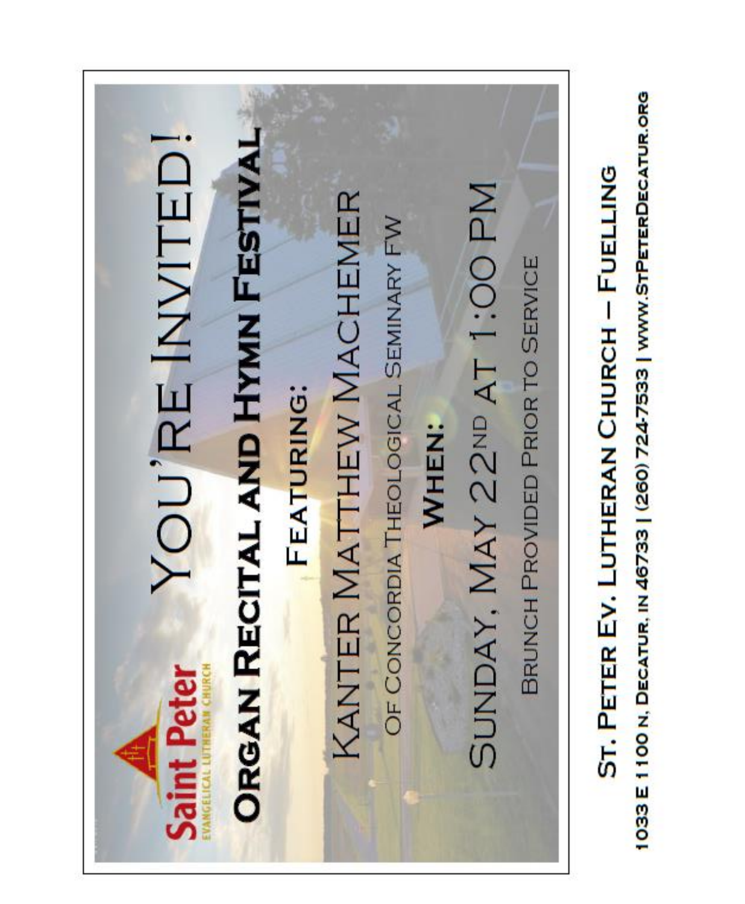Saint Peter
EVANGELICAL LUTHERAN CHURCH

# YOU'RE INVITED!

## ORGAN RECITAL AND HYMN FESTIVAL

**FEATURING:**

KANTER MATTHEW MACHEMER

OF CONCORDIA THEOLOGICAL SEMINARY FW

**WHEN:**

SUNDAY, MAY 22ND AT 1:00 PM

BRUNCH PROVIDED PRIOR TO SERVICE

**ST. PETER EV. LUTHERAN CHURCH – FUELLING**

**1033 E 1100 N, DECATUR, IN 46733 | (260) 724-7533 | WWW.STPETERDECATUR.ORG**